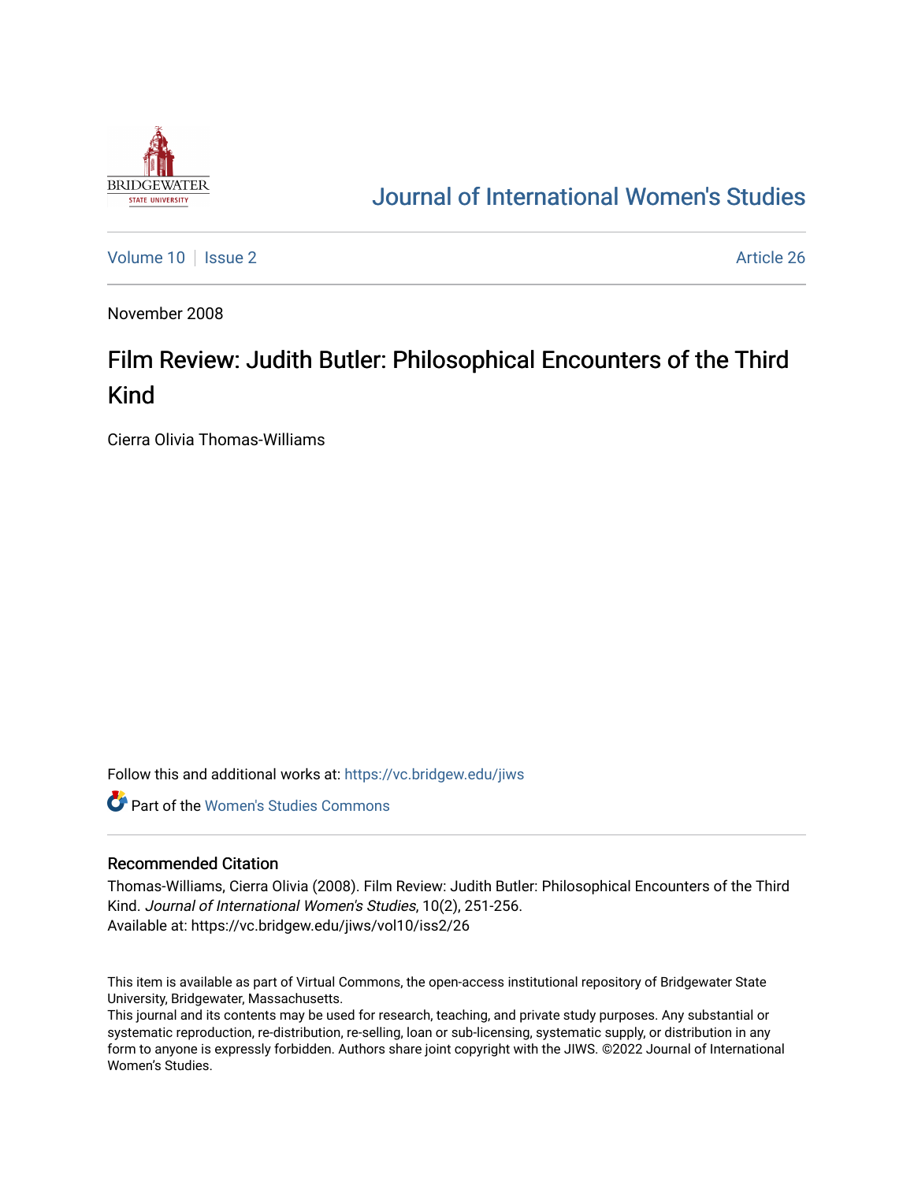Journal of International Women's Studies

Volume 10 | Issue 2 | Article 26

November 2008

# Film Review: Judith Butler: Philosophical Encounters of the Third Kind

Cierra Olivia Thomas-Williams

Follow this and additional works at: https://vc.bridgew.edu/jiws

Part of the Women's Studies Commons

## Recommended Citation

Thomas-Williams, Cierra Olivia (2008). Film Review: Judith Butler: Philosophical Encounters of the Third Kind. *Journal of International Women's Studies*, 10(2), 251-256.
Available at: https://vc.bridgew.edu/jiws/vol10/iss2/26

This item is available as part of Virtual Commons, the open-access institutional repository of Bridgewater State University, Bridgewater, Massachusetts.
This journal and its contents may be used for research, teaching, and private study purposes. Any substantial or systematic reproduction, re-distribution, re-selling, loan or sub-licensing, systematic supply, or distribution in any form to anyone is expressly forbidden. Authors share joint copyright with the JIWS. ©2022 Journal of International Women's Studies.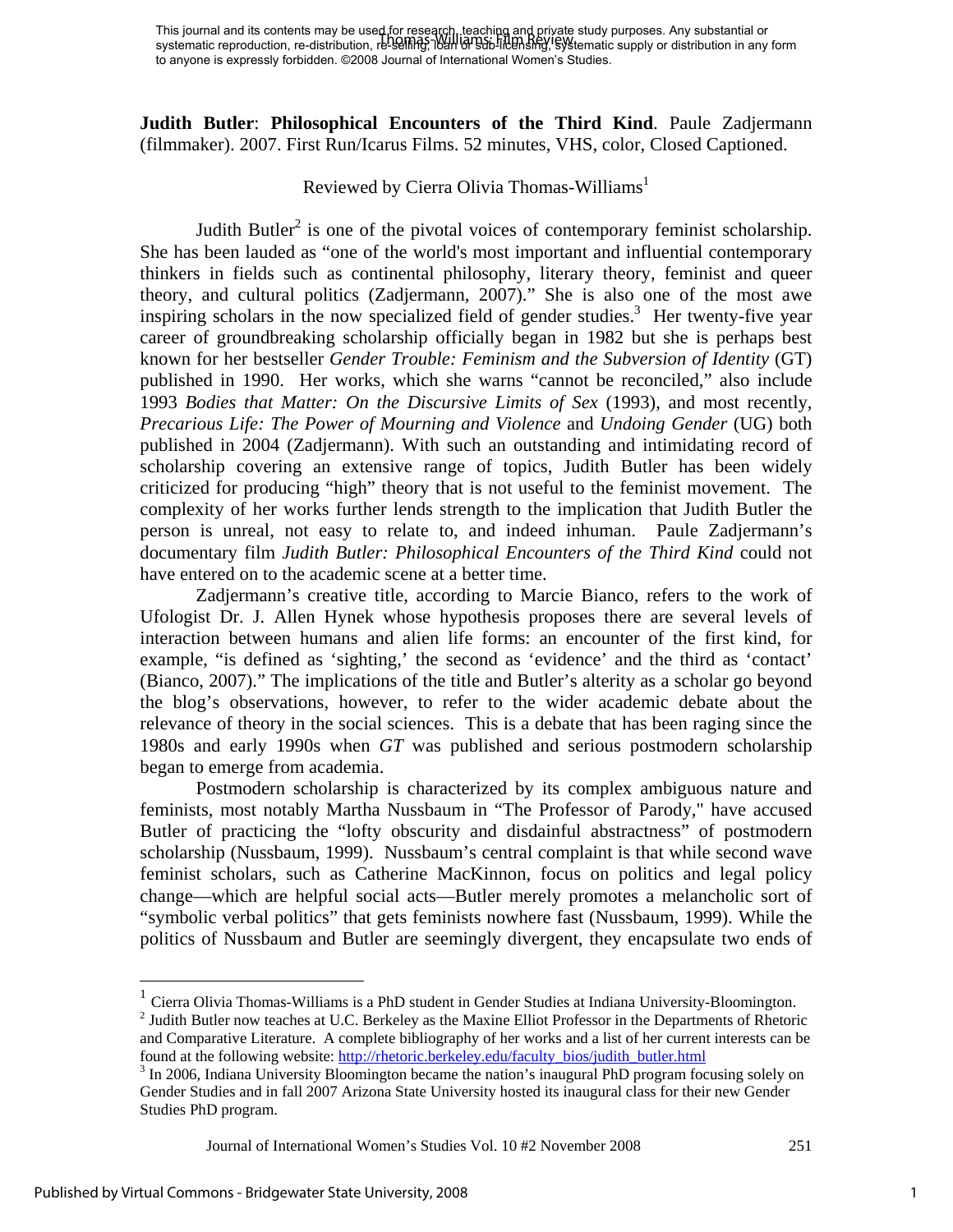**Judith Butler**: **Philosophical Encounters of the Third Kind**. Paule Zadjermann (filmmaker). 2007. First Run/Icarus Films. 52 minutes, VHS, color, Closed Captioned.

Reviewed by Cierra Olivia Thomas-Williams[1]

Judith Butler[2] is one of the pivotal voices of contemporary feminist scholarship. She has been lauded as "one of the world's most important and influential contemporary thinkers in fields such as continental philosophy, literary theory, feminist and queer theory, and cultural politics (Zadjermann, 2007)." She is also one of the most awe inspiring scholars in the now specialized field of gender studies.[3] Her twenty-five year career of groundbreaking scholarship officially began in 1982 but she is perhaps best known for her bestseller *Gender Trouble: Feminism and the Subversion of Identity* (GT) published in 1990. Her works, which she warns "cannot be reconciled," also include 1993 *Bodies that Matter: On the Discursive Limits of Sex* (1993), and most recently, *Precarious Life: The Power of Mourning and Violence* and *Undoing Gender* (UG) both published in 2004 (Zadjermann). With such an outstanding and intimidating record of scholarship covering an extensive range of topics, Judith Butler has been widely criticized for producing "high" theory that is not useful to the feminist movement. The complexity of her works further lends strength to the implication that Judith Butler the person is unreal, not easy to relate to, and indeed inhuman. Paule Zadjermann's documentary film *Judith Butler: Philosophical Encounters of the Third Kind* could not have entered on to the academic scene at a better time.

Zadjermann's creative title, according to Marcie Bianco, refers to the work of Ufologist Dr. J. Allen Hynek whose hypothesis proposes there are several levels of interaction between humans and alien life forms: an encounter of the first kind, for example, "is defined as 'sighting,' the second as 'evidence' and the third as 'contact' (Bianco, 2007)." The implications of the title and Butler's alterity as a scholar go beyond the blog's observations, however, to refer to the wider academic debate about the relevance of theory in the social sciences. This is a debate that has been raging since the 1980s and early 1990s when *GT* was published and serious postmodern scholarship began to emerge from academia.

Postmodern scholarship is characterized by its complex ambiguous nature and feminists, most notably Martha Nussbaum in "The Professor of Parody," have accused Butler of practicing the "lofty obscurity and disdainful abstractness" of postmodern scholarship (Nussbaum, 1999). Nussbaum's central complaint is that while second wave feminist scholars, such as Catherine MacKinnon, focus on politics and legal policy change—which are helpful social acts—Butler merely promotes a melancholic sort of "symbolic verbal politics" that gets feminists nowhere fast (Nussbaum, 1999). While the politics of Nussbaum and Butler are seemingly divergent, they encapsulate two ends of

---

[1] Cierra Olivia Thomas-Williams is a PhD student in Gender Studies at Indiana University-Bloomington.

[2] Judith Butler now teaches at U.C. Berkeley as the Maxine Elliot Professor in the Departments of Rhetoric and Comparative Literature. A complete bibliography of her works and a list of her current interests can be found at the following website: http://rhetoric.berkeley.edu/faculty_bios/judith_butler.html

[3] In 2006, Indiana University Bloomington became the nation's inaugural PhD program focusing solely on Gender Studies and in fall 2007 Arizona State University hosted its inaugural class for their new Gender Studies PhD program.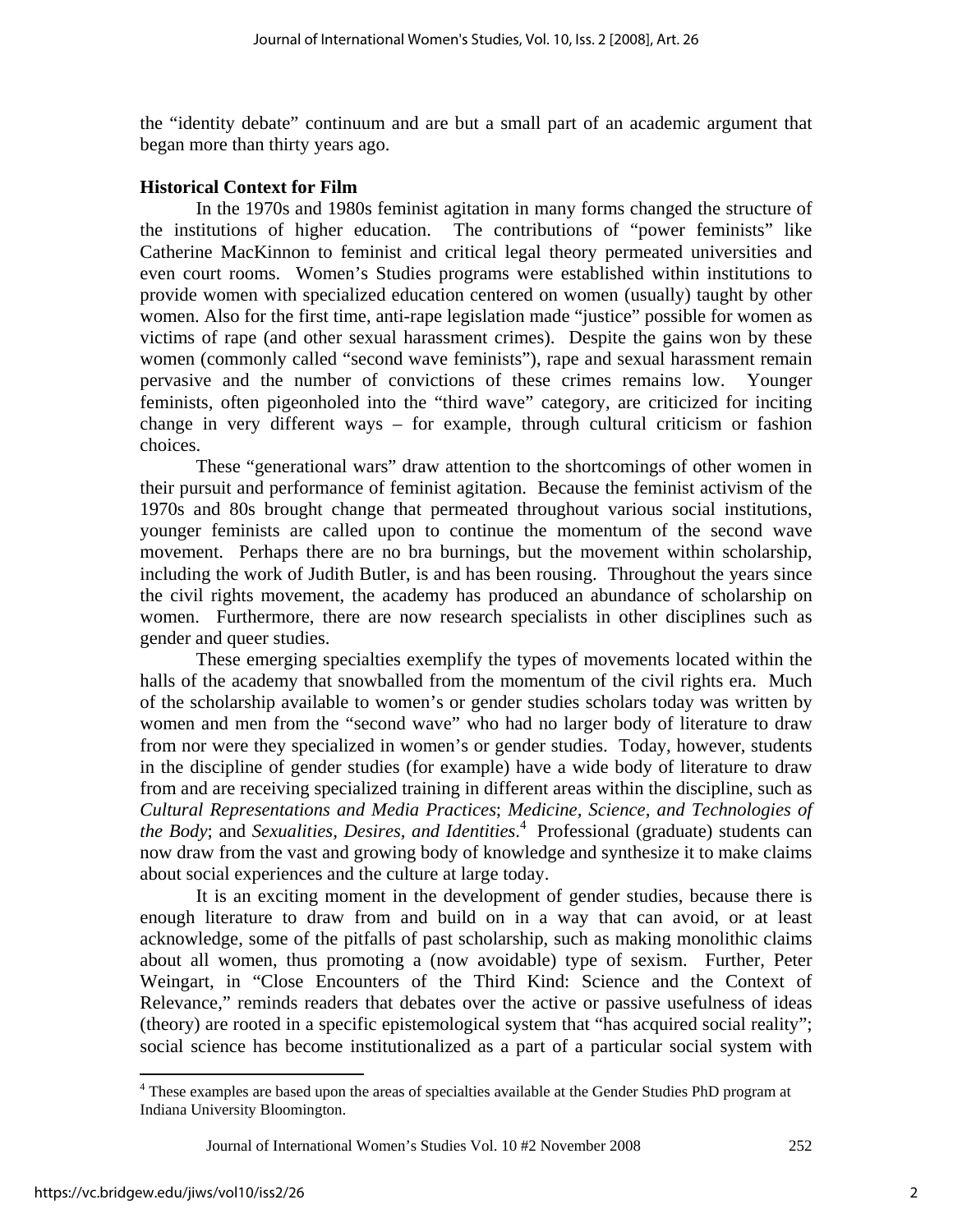the "identity debate" continuum and are but a small part of an academic argument that began more than thirty years ago.

**Historical Context for Film**

In the 1970s and 1980s feminist agitation in many forms changed the structure of the institutions of higher education. The contributions of "power feminists" like Catherine MacKinnon to feminist and critical legal theory permeated universities and even court rooms. Women's Studies programs were established within institutions to provide women with specialized education centered on women (usually) taught by other women. Also for the first time, anti-rape legislation made "justice" possible for women as victims of rape (and other sexual harassment crimes). Despite the gains won by these women (commonly called "second wave feminists"), rape and sexual harassment remain pervasive and the number of convictions of these crimes remains low. Younger feminists, often pigeonholed into the "third wave" category, are criticized for inciting change in very different ways – for example, through cultural criticism or fashion choices.

These "generational wars" draw attention to the shortcomings of other women in their pursuit and performance of feminist agitation. Because the feminist activism of the 1970s and 80s brought change that permeated throughout various social institutions, younger feminists are called upon to continue the momentum of the second wave movement. Perhaps there are no bra burnings, but the movement within scholarship, including the work of Judith Butler, is and has been rousing. Throughout the years since the civil rights movement, the academy has produced an abundance of scholarship on women. Furthermore, there are now research specialists in other disciplines such as gender and queer studies.

These emerging specialties exemplify the types of movements located within the halls of the academy that snowballed from the momentum of the civil rights era. Much of the scholarship available to women's or gender studies scholars today was written by women and men from the "second wave" who had no larger body of literature to draw from nor were they specialized in women's or gender studies. Today, however, students in the discipline of gender studies (for example) have a wide body of literature to draw from and are receiving specialized training in different areas within the discipline, such as *Cultural Representations and Media Practices*; *Medicine, Science, and Technologies of the Body*; and *Sexualities, Desires, and Identities*.[4] Professional (graduate) students can now draw from the vast and growing body of knowledge and synthesize it to make claims about social experiences and the culture at large today.

It is an exciting moment in the development of gender studies, because there is enough literature to draw from and build on in a way that can avoid, or at least acknowledge, some of the pitfalls of past scholarship, such as making monolithic claims about all women, thus promoting a (now avoidable) type of sexism. Further, Peter Weingart, in "Close Encounters of the Third Kind: Science and the Context of Relevance," reminds readers that debates over the active or passive usefulness of ideas (theory) are rooted in a specific epistemological system that "has acquired social reality"; social science has become institutionalized as a part of a particular social system with

---

[4] These examples are based upon the areas of specialties available at the Gender Studies PhD program at Indiana University Bloomington.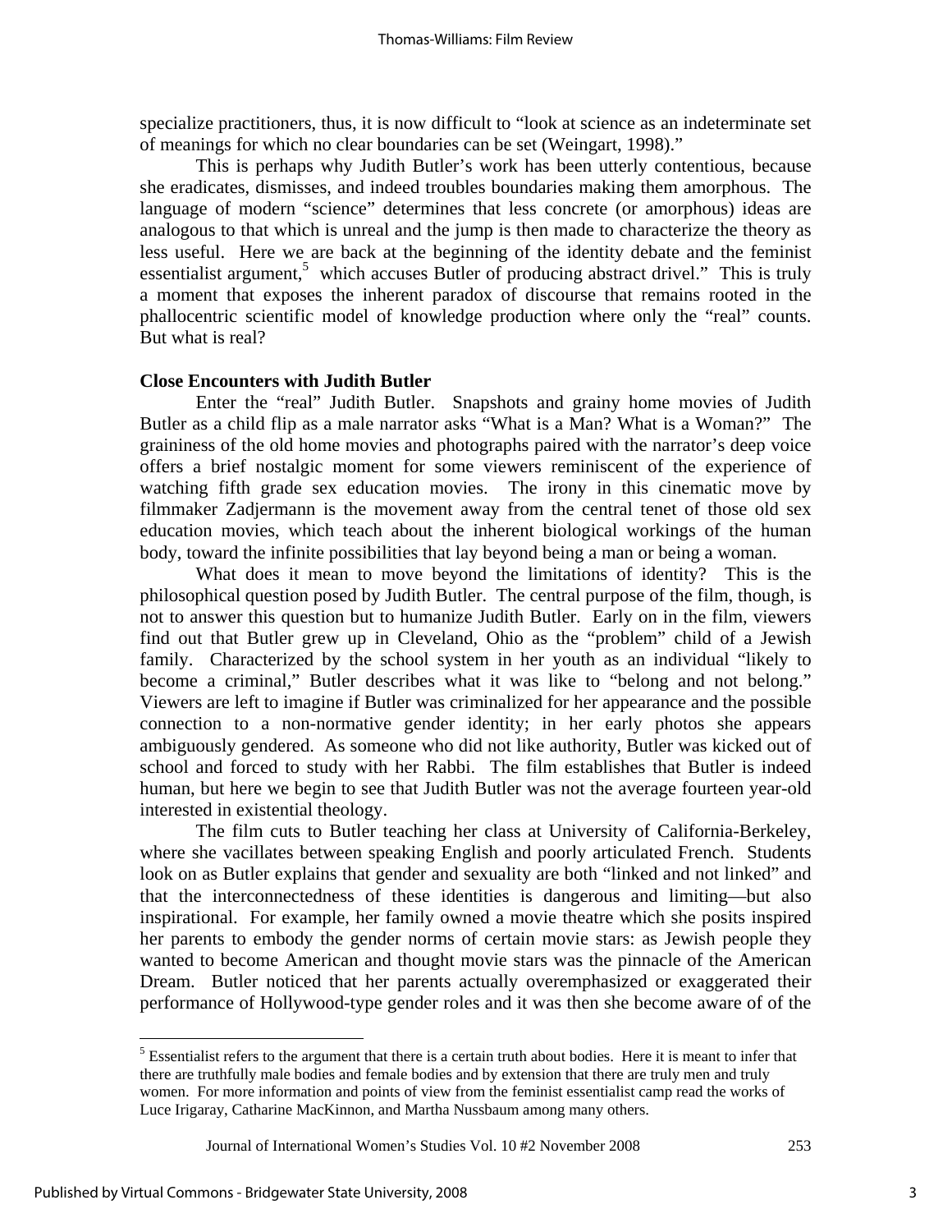specialize practitioners, thus, it is now difficult to "look at science as an indeterminate set of meanings for which no clear boundaries can be set (Weingart, 1998)."

This is perhaps why Judith Butler's work has been utterly contentious, because she eradicates, dismisses, and indeed troubles boundaries making them amorphous. The language of modern "science" determines that less concrete (or amorphous) ideas are analogous to that which is unreal and the jump is then made to characterize the theory as less useful. Here we are back at the beginning of the identity debate and the feminist essentialist argument,[5] which accuses Butler of producing abstract drivel." This is truly a moment that exposes the inherent paradox of discourse that remains rooted in the phallocentric scientific model of knowledge production where only the "real" counts. But what is real?

**Close Encounters with Judith Butler**

Enter the "real" Judith Butler. Snapshots and grainy home movies of Judith Butler as a child flip as a male narrator asks "What is a Man? What is a Woman?" The graininess of the old home movies and photographs paired with the narrator's deep voice offers a brief nostalgic moment for some viewers reminiscent of the experience of watching fifth grade sex education movies. The irony in this cinematic move by filmmaker Zadjermann is the movement away from the central tenet of those old sex education movies, which teach about the inherent biological workings of the human body, toward the infinite possibilities that lay beyond being a man or being a woman.

What does it mean to move beyond the limitations of identity? This is the philosophical question posed by Judith Butler. The central purpose of the film, though, is not to answer this question but to humanize Judith Butler. Early on in the film, viewers find out that Butler grew up in Cleveland, Ohio as the "problem" child of a Jewish family. Characterized by the school system in her youth as an individual "likely to become a criminal," Butler describes what it was like to "belong and not belong." Viewers are left to imagine if Butler was criminalized for her appearance and the possible connection to a non-normative gender identity; in her early photos she appears ambiguously gendered. As someone who did not like authority, Butler was kicked out of school and forced to study with her Rabbi. The film establishes that Butler is indeed human, but here we begin to see that Judith Butler was not the average fourteen year-old interested in existential theology.

The film cuts to Butler teaching her class at University of California-Berkeley, where she vacillates between speaking English and poorly articulated French. Students look on as Butler explains that gender and sexuality are both "linked and not linked" and that the interconnectedness of these identities is dangerous and limiting—but also inspirational. For example, her family owned a movie theatre which she posits inspired her parents to embody the gender norms of certain movie stars: as Jewish people they wanted to become American and thought movie stars was the pinnacle of the American Dream. Butler noticed that her parents actually overemphasized or exaggerated their performance of Hollywood-type gender roles and it was then she become aware of of the

[5] Essentialist refers to the argument that there is a certain truth about bodies. Here it is meant to infer that there are truthfully male bodies and female bodies and by extension that there are truly men and truly women. For more information and points of view from the feminist essentialist camp read the works of Luce Irigaray, Catharine MacKinnon, and Martha Nussbaum among many others.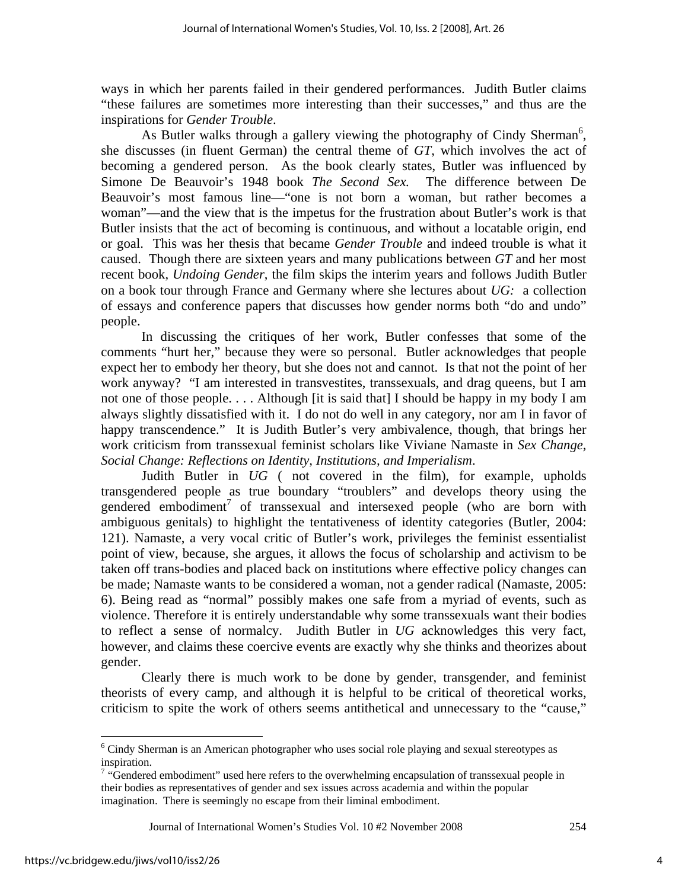ways in which her parents failed in their gendered performances. Judith Butler claims "these failures are sometimes more interesting than their successes," and thus are the inspirations for *Gender Trouble*.

As Butler walks through a gallery viewing the photography of Cindy Sherman[6], she discusses (in fluent German) the central theme of *GT*, which involves the act of becoming a gendered person. As the book clearly states, Butler was influenced by Simone De Beauvoir's 1948 book *The Second Sex.* The difference between De Beauvoir's most famous line—"one is not born a woman, but rather becomes a woman"—and the view that is the impetus for the frustration about Butler's work is that Butler insists that the act of becoming is continuous, and without a locatable origin, end or goal. This was her thesis that became *Gender Trouble* and indeed trouble is what it caused. Though there are sixteen years and many publications between *GT* and her most recent book, *Undoing Gender*, the film skips the interim years and follows Judith Butler on a book tour through France and Germany where she lectures about *UG:* a collection of essays and conference papers that discusses how gender norms both "do and undo" people.

In discussing the critiques of her work, Butler confesses that some of the comments "hurt her," because they were so personal. Butler acknowledges that people expect her to embody her theory, but she does not and cannot. Is that not the point of her work anyway? "I am interested in transvestites, transsexuals, and drag queens, but I am not one of those people. . . . Although [it is said that] I should be happy in my body I am always slightly dissatisfied with it. I do not do well in any category, nor am I in favor of happy transcendence." It is Judith Butler's very ambivalence, though, that brings her work criticism from transsexual feminist scholars like Viviane Namaste in *Sex Change, Social Change: Reflections on Identity, Institutions, and Imperialism*.

Judith Butler in *UG* ( not covered in the film), for example, upholds transgendered people as true boundary "troublers" and develops theory using the gendered embodiment[7] of transsexual and intersexed people (who are born with ambiguous genitals) to highlight the tentativeness of identity categories (Butler, 2004: 121). Namaste, a very vocal critic of Butler's work, privileges the feminist essentialist point of view, because, she argues, it allows the focus of scholarship and activism to be taken off trans-bodies and placed back on institutions where effective policy changes can be made; Namaste wants to be considered a woman, not a gender radical (Namaste, 2005: 6). Being read as "normal" possibly makes one safe from a myriad of events, such as violence. Therefore it is entirely understandable why some transsexuals want their bodies to reflect a sense of normalcy. Judith Butler in *UG* acknowledges this very fact, however, and claims these coercive events are exactly why she thinks and theorizes about gender.

Clearly there is much work to be done by gender, transgender, and feminist theorists of every camp, and although it is helpful to be critical of theoretical works, criticism to spite the work of others seems antithetical and unnecessary to the "cause,"

---

[6] Cindy Sherman is an American photographer who uses social role playing and sexual stereotypes as inspiration.

[7] "Gendered embodiment" used here refers to the overwhelming encapsulation of transsexual people in their bodies as representatives of gender and sex issues across academia and within the popular imagination. There is seemingly no escape from their liminal embodiment.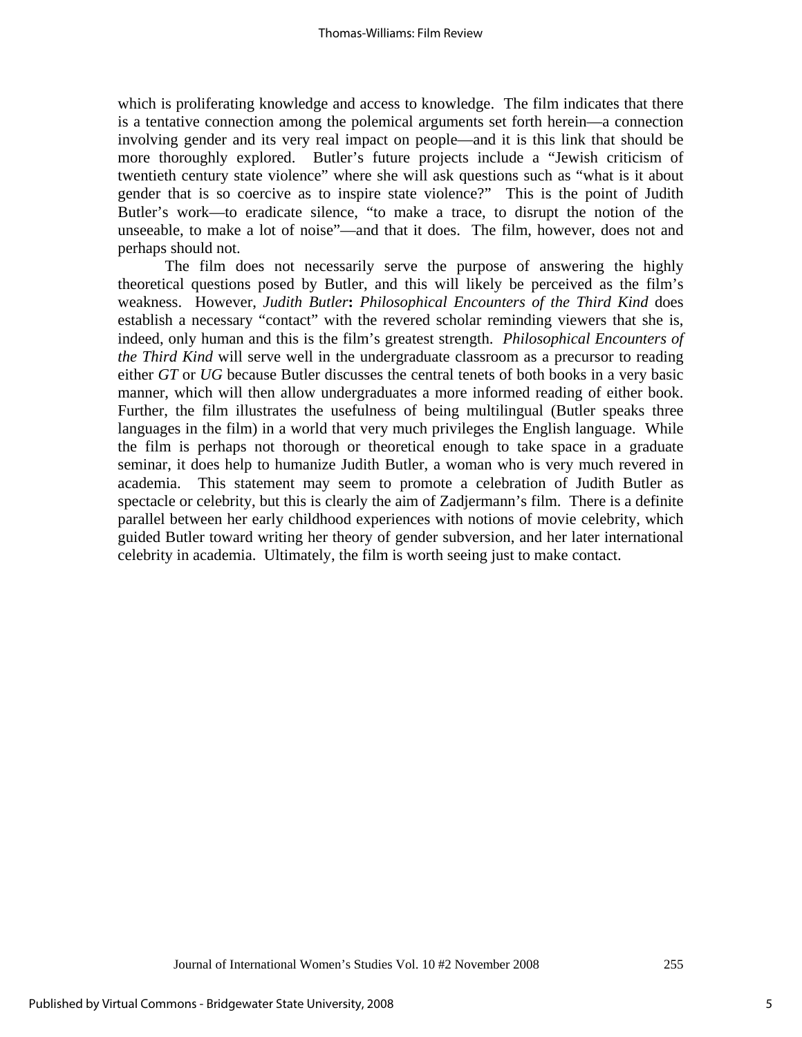which is proliferating knowledge and access to knowledge. The film indicates that there is a tentative connection among the polemical arguments set forth herein—a connection involving gender and its very real impact on people—and it is this link that should be more thoroughly explored. Butler's future projects include a "Jewish criticism of twentieth century state violence" where she will ask questions such as "what is it about gender that is so coercive as to inspire state violence?" This is the point of Judith Butler's work—to eradicate silence, "to make a trace, to disrupt the notion of the unseeable, to make a lot of noise"—and that it does. The film, however, does not and perhaps should not.

The film does not necessarily serve the purpose of answering the highly theoretical questions posed by Butler, and this will likely be perceived as the film's weakness. However, *Judith Butler*: *Philosophical Encounters of the Third Kind* does establish a necessary "contact" with the revered scholar reminding viewers that she is, indeed, only human and this is the film's greatest strength. *Philosophical Encounters of the Third Kind* will serve well in the undergraduate classroom as a precursor to reading either *GT* or *UG* because Butler discusses the central tenets of both books in a very basic manner, which will then allow undergraduates a more informed reading of either book. Further, the film illustrates the usefulness of being multilingual (Butler speaks three languages in the film) in a world that very much privileges the English language. While the film is perhaps not thorough or theoretical enough to take space in a graduate seminar, it does help to humanize Judith Butler, a woman who is very much revered in academia. This statement may seem to promote a celebration of Judith Butler as spectacle or celebrity, but this is clearly the aim of Zadjermann's film. There is a definite parallel between her early childhood experiences with notions of movie celebrity, which guided Butler toward writing her theory of gender subversion, and her later international celebrity in academia. Ultimately, the film is worth seeing just to make contact.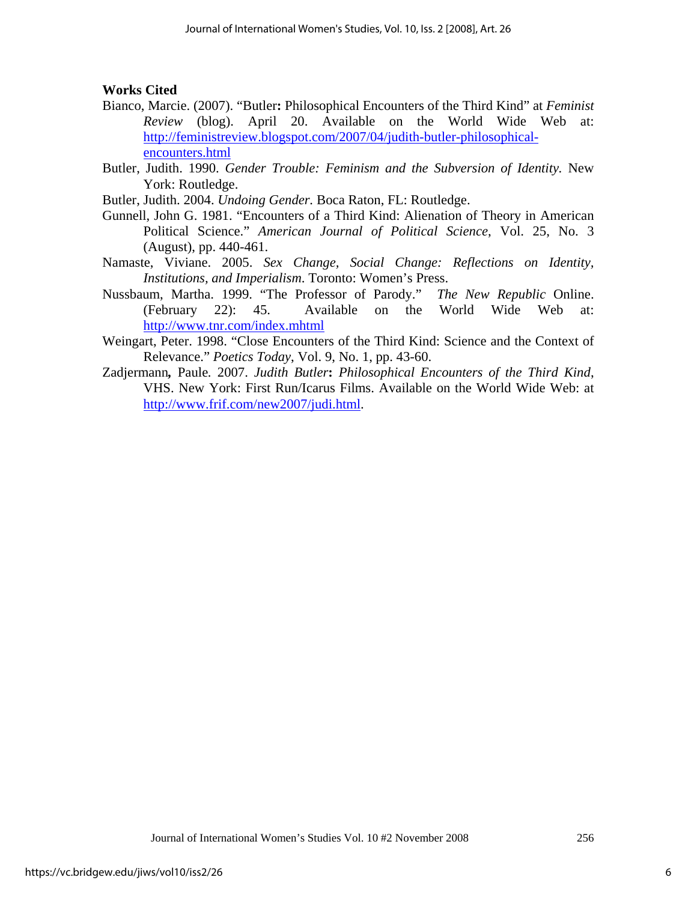**Works Cited**

Bianco, Marcie. (2007). "Butler**:** Philosophical Encounters of the Third Kind" at *Feminist Review* (blog). April 20. Available on the World Wide Web at: http://feministreview.blogspot.com/2007/04/judith-butler-philosophical-encounters.html

Butler, Judith. 1990. *Gender Trouble: Feminism and the Subversion of Identity*. New York: Routledge.

Butler, Judith. 2004. *Undoing Gender*. Boca Raton, FL: Routledge.

Gunnell, John G. 1981. "Encounters of a Third Kind: Alienation of Theory in American Political Science." *American Journal of Political Science*, Vol. 25, No. 3 (August), pp. 440-461.

Namaste, Viviane. 2005. *Sex Change, Social Change: Reflections on Identity, Institutions, and Imperialism*. Toronto: Women's Press.

Nussbaum, Martha. 1999. "The Professor of Parody." *The New Republic* Online. (February 22): 45. Available on the World Wide Web at: http://www.tnr.com/index.mhtml

Weingart, Peter. 1998. "Close Encounters of the Third Kind: Science and the Context of Relevance." *Poetics Today*, Vol. 9, No. 1, pp. 43-60.

Zadjermann**,** Paule. 2007. *Judith Butler***:** *Philosophical Encounters of the Third Kind*, VHS. New York: First Run/Icarus Films. Available on the World Wide Web: at http://www.frif.com/new2007/judi.html.